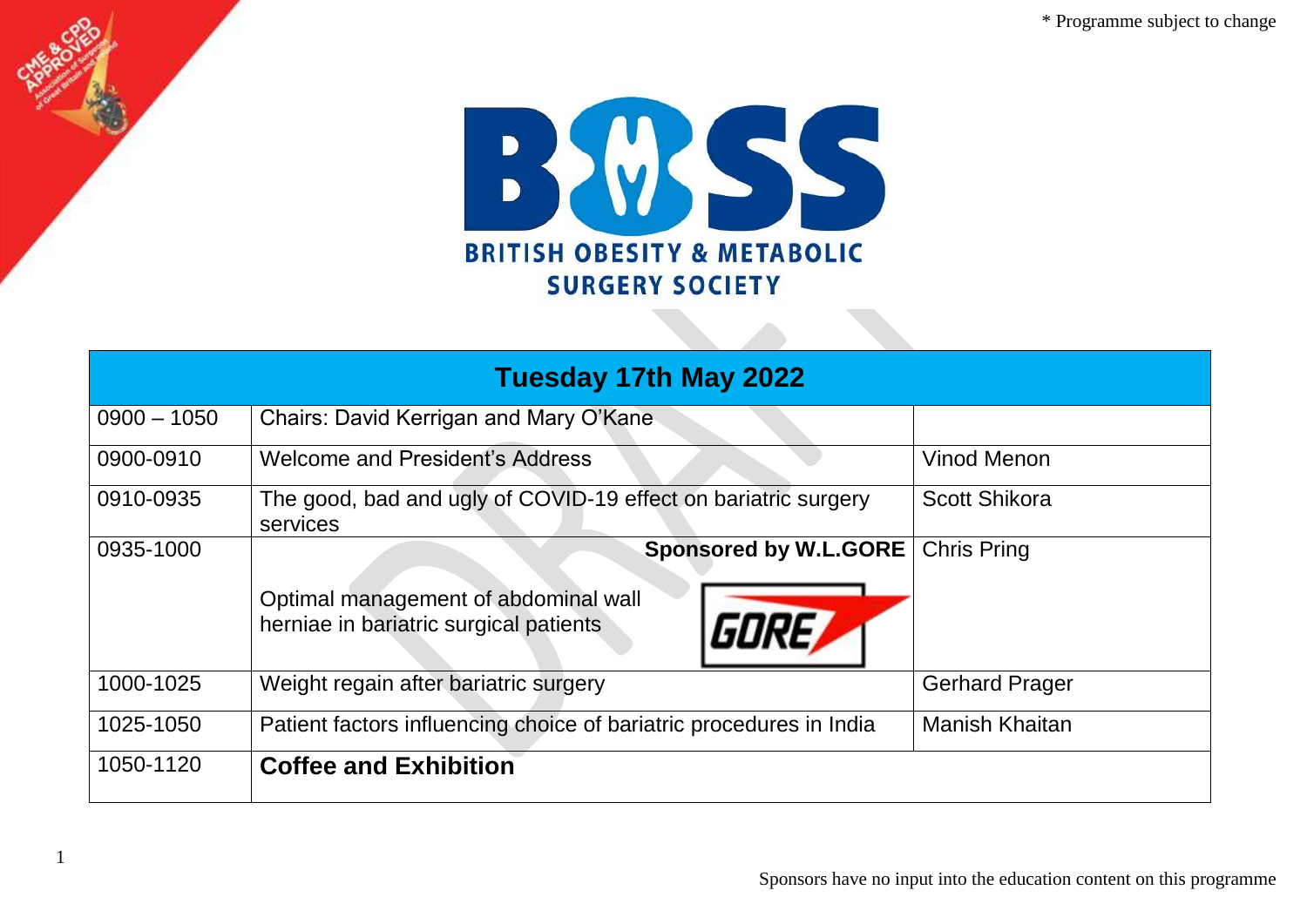\* Programme subject to change

# BOSS

## BRITISH OBESITY & METABOLIC SURGERY SOCIETY

| Tuesday 17th May 2022 | | |
|---|---|---|
| 0900 – 1050 | Chairs: David Kerrigan and Mary O'Kane | |
| 0900-0910 | Welcome and President's Address | Vinod Menon |
| 0910-0935 | The good, bad and ugly of COVID-19 effect on bariatric surgery services | Scott Shikora |
| 0935-1000 | **Sponsored by W.L.GORE** Optimal management of abdominal wall herniae in bariatric surgical patients | Chris Pring |
| 1000-1025 | Weight regain after bariatric surgery | Gerhard Prager |
| 1025-1050 | Patient factors influencing choice of bariatric procedures in India | Manish Khaitan |
| 1050-1120 | **Coffee and Exhibition** | |

Sponsors have no input into the education content on this programme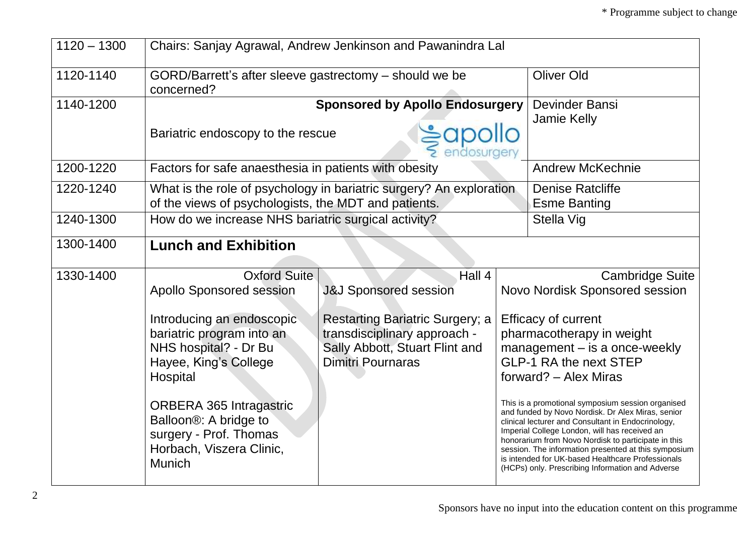\* Programme subject to change

| 1120 – 1300 | Chairs: Sanjay Agrawal, Andrew Jenkinson and Pawanindra Lal | | |
|---|---|---|---|
| 1120-1140 | GORD/Barrett's after sleeve gastrectomy – should we be concerned? | | Oliver Old |
| 1140-1200 | **Sponsored by Apollo Endosurgery** Bariatric endoscopy to the rescue | | Devinder Bansi Jamie Kelly |
| 1200-1220 | Factors for safe anaesthesia in patients with obesity | | Andrew McKechnie |
| 1220-1240 | What is the role of psychology in bariatric surgery? An exploration of the views of psychologists, the MDT and patients. | | Denise Ratcliffe Esme Banting |
| 1240-1300 | How do we increase NHS bariatric surgical activity? | | Stella Vig |
| 1300-1400 | **Lunch and Exhibition** | | |
| 1330-1400 | Oxford Suite<br>Apollo Sponsored session<br><br>Introducing an endoscopic bariatric program into an NHS hospital? - Dr Bu Hayee, King's College Hospital<br><br>ORBERA 365 Intragastric Balloon®: A bridge to surgery - Prof. Thomas Horbach, Viszera Clinic, Munich | Hall 4<br>J&J Sponsored session<br><br>Restarting Bariatric Surgery; a transdisciplinary approach - Sally Abbott, Stuart Flint and Dimitri Pournaras | Cambridge Suite<br>Novo Nordisk Sponsored session<br><br>Efficacy of current pharmacotherapy in weight management – is a once-weekly GLP-1 RA the next STEP forward? – Alex Miras<br><br>This is a promotional symposium session organised and funded by Novo Nordisk. Dr Alex Miras, senior clinical lecturer and Consultant in Endocrinology, Imperial College London, will has received an honorarium from Novo Nordisk to participate in this session. The information presented at this symposium is intended for UK-based Healthcare Professionals (HCPs) only. Prescribing Information and Adverse |

Sponsors have no input into the education content on this programme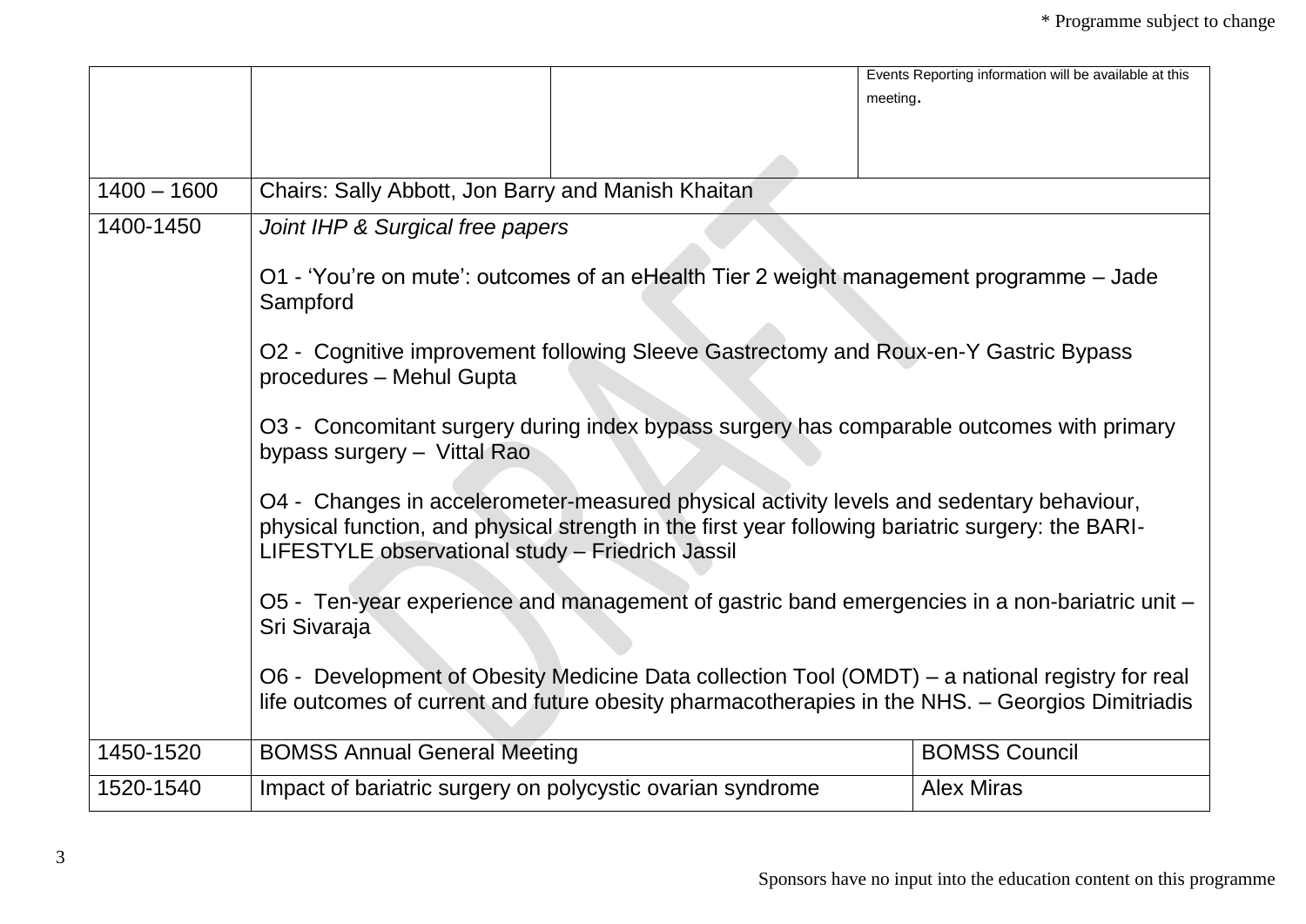| | | | |
|---|---|---|---|
| | | | Events Reporting information will be available at this meeting. |
| 1400 – 1600 | Chairs: Sally Abbott, Jon Barry and Manish Khaitan | | |
| 1400-1450 | *Joint IHP & Surgical free papers*<br><br>O1 - ‘You’re on mute’: outcomes of an eHealth Tier 2 weight management programme – Jade Sampford<br><br>O2 - Cognitive improvement following Sleeve Gastrectomy and Roux-en-Y Gastric Bypass procedures – Mehul Gupta<br><br>O3 - Concomitant surgery during index bypass surgery has comparable outcomes with primary bypass surgery – Vittal Rao<br><br>O4 - Changes in accelerometer-measured physical activity levels and sedentary behaviour, physical function, and physical strength in the first year following bariatric surgery: the BARI-LIFESTYLE observational study – Friedrich Jassil<br><br>O5 - Ten-year experience and management of gastric band emergencies in a non-bariatric unit – Sri Sivaraja<br><br>O6 - Development of Obesity Medicine Data collection Tool (OMDT) – a national registry for real life outcomes of current and future obesity pharmacotherapies in the NHS. – Georgios Dimitriadis | | |
| 1450-1520 | BOMSS Annual General Meeting | | BOMSS Council |
| 1520-1540 | Impact of bariatric surgery on polycystic ovarian syndrome | | Alex Miras |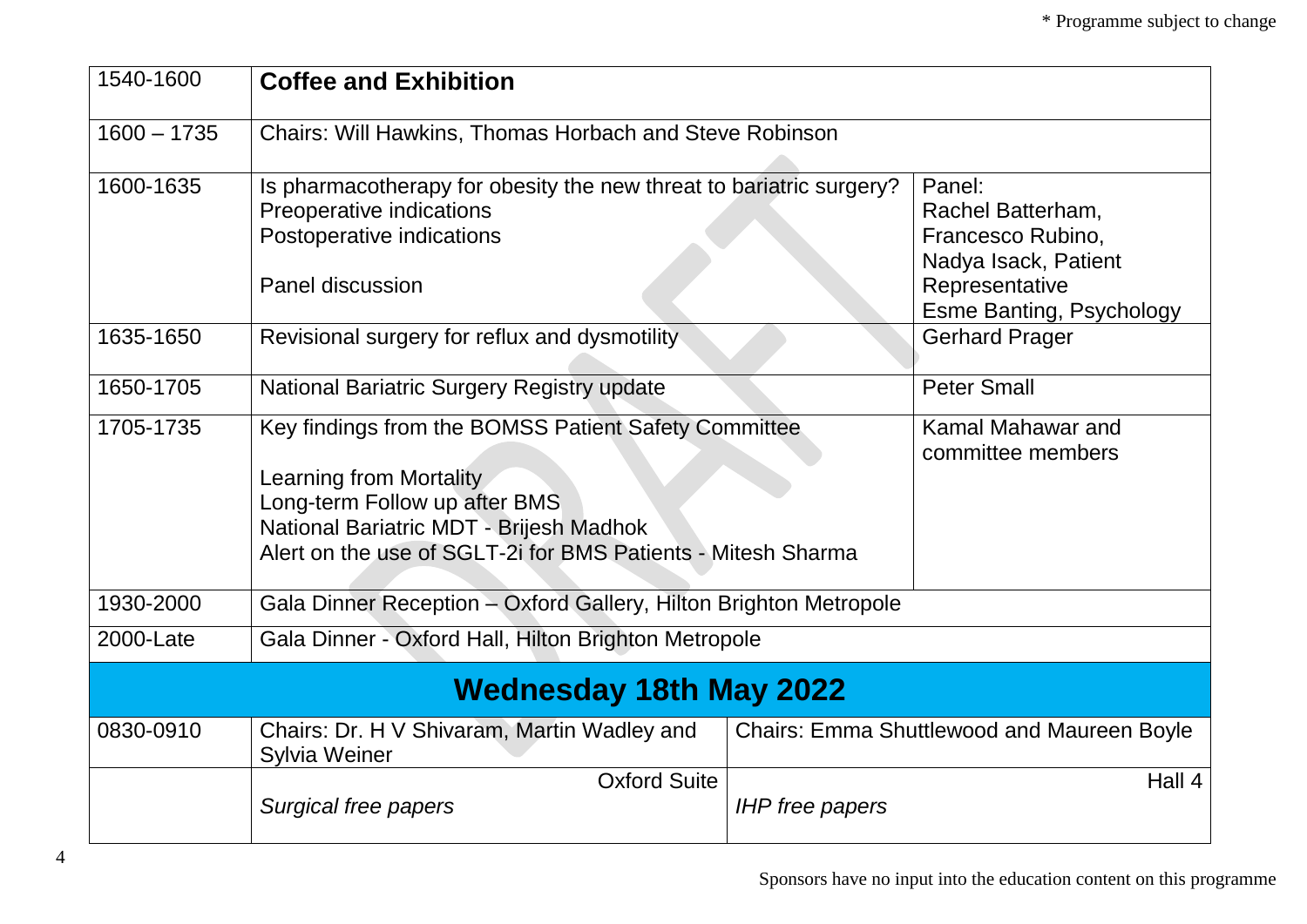* Programme subject to change

| | | |
|---|---|---|
| 1540-1600 | **Coffee and Exhibition** | |
| 1600 – 1735 | Chairs: Will Hawkins, Thomas Horbach and Steve Robinson | |
| 1600-1635 | Is pharmacotherapy for obesity the new threat to bariatric surgery?<br>Preoperative indications<br>Postoperative indications<br><br>Panel discussion | Panel:<br>Rachel Batterham,<br>Francesco Rubino,<br>Nadya Isack, Patient Representative<br>Esme Banting, Psychology |
| 1635-1650 | Revisional surgery for reflux and dysmotility | Gerhard Prager |
| 1650-1705 | National Bariatric Surgery Registry update | Peter Small |
| 1705-1735 | Key findings from the BOMSS Patient Safety Committee<br><br>Learning from Mortality<br>Long-term Follow up after BMS<br>National Bariatric MDT - Brijesh Madhok<br>Alert on the use of SGLT-2i for BMS Patients - Mitesh Sharma | Kamal Mahawar and committee members |
| 1930-2000 | Gala Dinner Reception – Oxford Gallery, Hilton Brighton Metropole | |
| 2000-Late | Gala Dinner - Oxford Hall, Hilton Brighton Metropole | |

## Wednesday 18th May 2022

| | | |
|---|---|---|
| 0830-0910 | Chairs: Dr. H V Shivaram, Martin Wadley and Sylvia Weiner | Chairs: Emma Shuttlewood and Maureen Boyle |
| | Oxford Suite<br>*Surgical free papers* | Hall 4<br>*IHP free papers* |

Sponsors have no input into the education content on this programme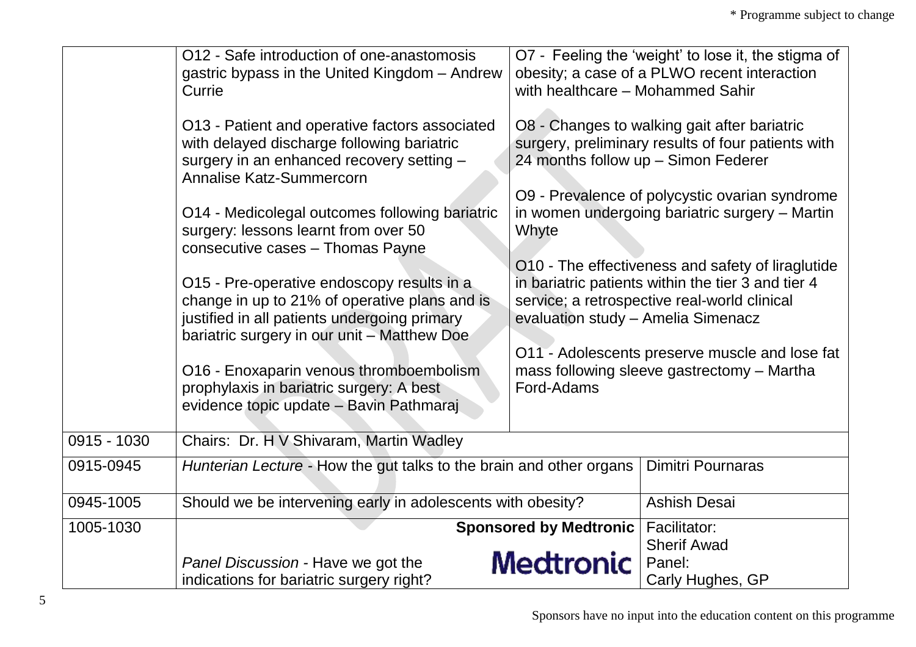\* Programme subject to change

| | | | |
|---|---|---|---|
| | O12 - Safe introduction of one-anastomosis gastric bypass in the United Kingdom – Andrew Currie<br><br>O13 - Patient and operative factors associated with delayed discharge following bariatric surgery in an enhanced recovery setting – Annalise Katz-Summercorn<br><br>O14 - Medicolegal outcomes following bariatric surgery: lessons learnt from over 50 consecutive cases – Thomas Payne<br><br>O15 - Pre-operative endoscopy results in a change in up to 21% of operative plans and is justified in all patients undergoing primary bariatric surgery in our unit – Matthew Doe<br><br>O16 - Enoxaparin venous thromboembolism prophylaxis in bariatric surgery: A best evidence topic update – Bavin Pathmaraj | O7 - Feeling the 'weight' to lose it, the stigma of obesity; a case of a PLWO recent interaction with healthcare – Mohammed Sahir<br><br>O8 - Changes to walking gait after bariatric surgery, preliminary results of four patients with 24 months follow up – Simon Federer<br><br>O9 - Prevalence of polycystic ovarian syndrome in women undergoing bariatric surgery – Martin Whyte<br><br>O10 - The effectiveness and safety of liraglutide in bariatric patients within the tier 3 and tier 4 service; a retrospective real-world clinical evaluation study – Amelia Simenacz<br><br>O11 - Adolescents preserve muscle and lose fat mass following sleeve gastrectomy – Martha Ford-Adams | |
| 0915 - 1030 | Chairs: Dr. H V Shivaram, Martin Wadley | | |
| 0915-0945 | *Hunterian Lecture* - How the gut talks to the brain and other organs | | Dimitri Pournaras |
| 0945-1005 | Should we be intervening early in adolescents with obesity? | | Ashish Desai |
| 1005-1030 | *Panel Discussion* - Have we got the indications for bariatric surgery right? | **Sponsored by Medtronic**<br>Medtronic | Facilitator:<br>Sherif Awad<br>Panel:<br>Carly Hughes, GP |

Sponsors have no input into the education content on this programme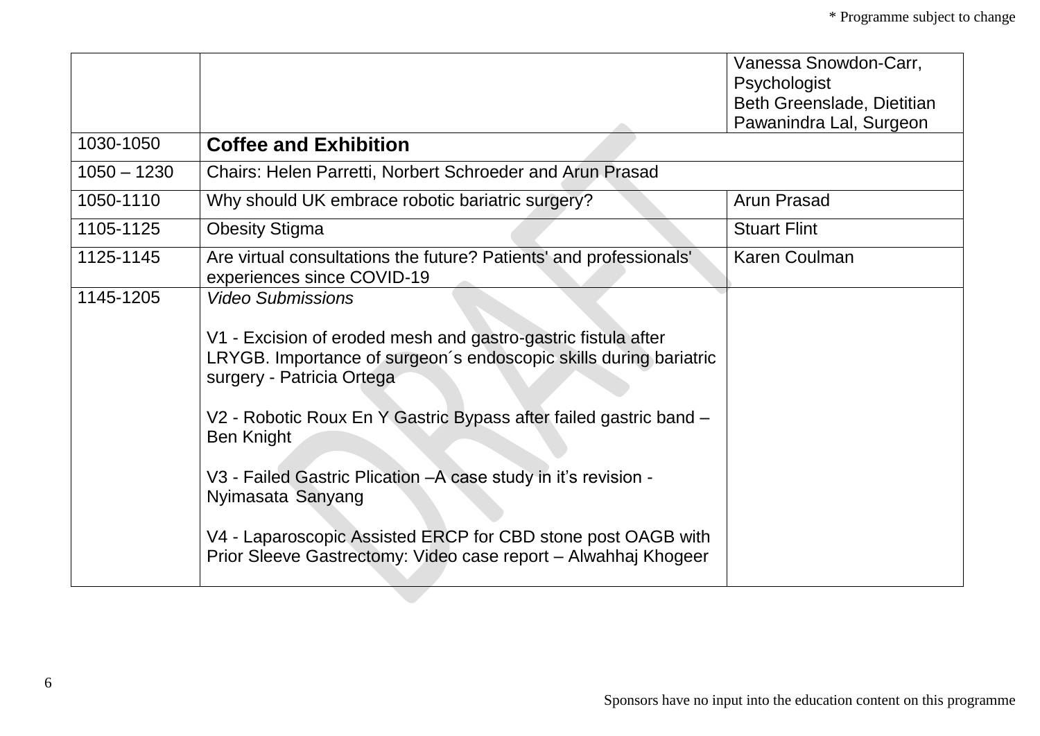| | | |
|---|---|---|
| | | Vanessa Snowdon-Carr, Psychologist<br>Beth Greenslade, Dietitian<br>Pawanindra Lal, Surgeon |
| 1030-1050 | **Coffee and Exhibition** | |
| 1050 – 1230 | Chairs: Helen Parretti, Norbert Schroeder and Arun Prasad | |
| 1050-1110 | Why should UK embrace robotic bariatric surgery? | Arun Prasad |
| 1105-1125 | Obesity Stigma | Stuart Flint |
| 1125-1145 | Are virtual consultations the future? Patients' and professionals' experiences since COVID-19 | Karen Coulman |
| 1145-1205 | *Video Submissions*<br><br>V1 - Excision of eroded mesh and gastro-gastric fistula after LRYGB. Importance of surgeon´s endoscopic skills during bariatric surgery - Patricia Ortega<br><br>V2 - Robotic Roux En Y Gastric Bypass after failed gastric band – Ben Knight<br><br>V3 - Failed Gastric Plication –A case study in it's revision - Nyimasata Sanyang<br><br>V4 - Laparoscopic Assisted ERCP for CBD stone post OAGB with Prior Sleeve Gastrectomy: Video case report – Alwahhaj Khogeer | |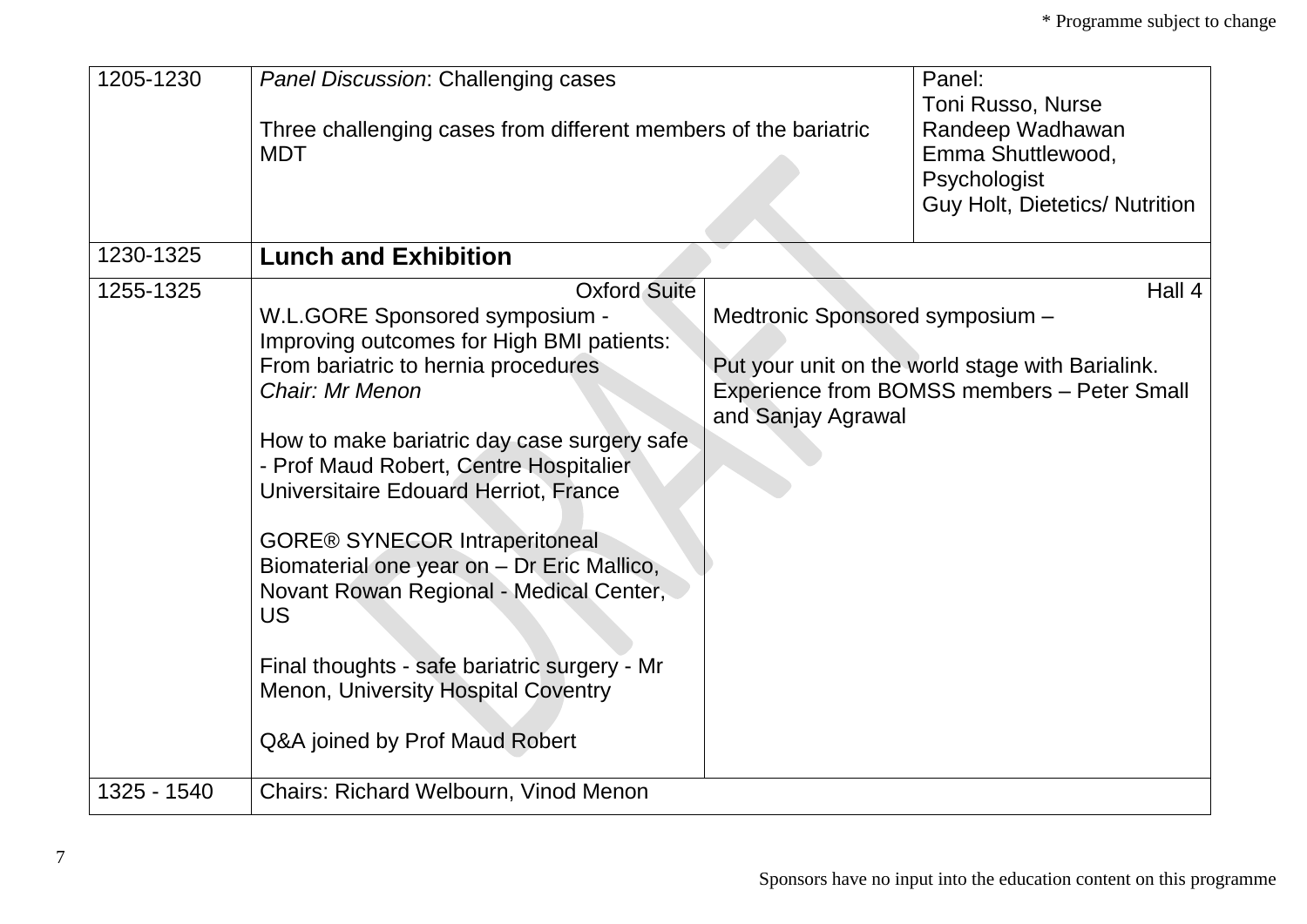* Programme subject to change

| | | | |
|---|---|---|---|
| 1205-1230 | *Panel Discussion*: Challenging cases<br><br>Three challenging cases from different members of the bariatric MDT | | Panel:<br>Toni Russo, Nurse<br>Randeep Wadhawan<br>Emma Shuttlewood, Psychologist<br>Guy Holt, Dietetics/ Nutrition |
| 1230-1325 | **Lunch and Exhibition** | | |
| 1255-1325 | Oxford Suite<br>W.L.GORE Sponsored symposium - Improving outcomes for High BMI patients: From bariatric to hernia procedures<br>*Chair: Mr Menon*<br><br>How to make bariatric day case surgery safe - Prof Maud Robert, Centre Hospitalier Universitaire Edouard Herriot, France<br><br>GORE® SYNECOR Intraperitoneal Biomaterial one year on – Dr Eric Mallico, Novant Rowan Regional - Medical Center, US<br><br>Final thoughts - safe bariatric surgery - Mr Menon, University Hospital Coventry<br><br>Q&A joined by Prof Maud Robert | Hall 4<br>Medtronic Sponsored symposium –<br><br>Put your unit on the world stage with Barialink. Experience from BOMSS members – Peter Small and Sanjay Agrawal | |
| 1325 - 1540 | Chairs: Richard Welbourn, Vinod Menon | | |

Sponsors have no input into the education content on this programme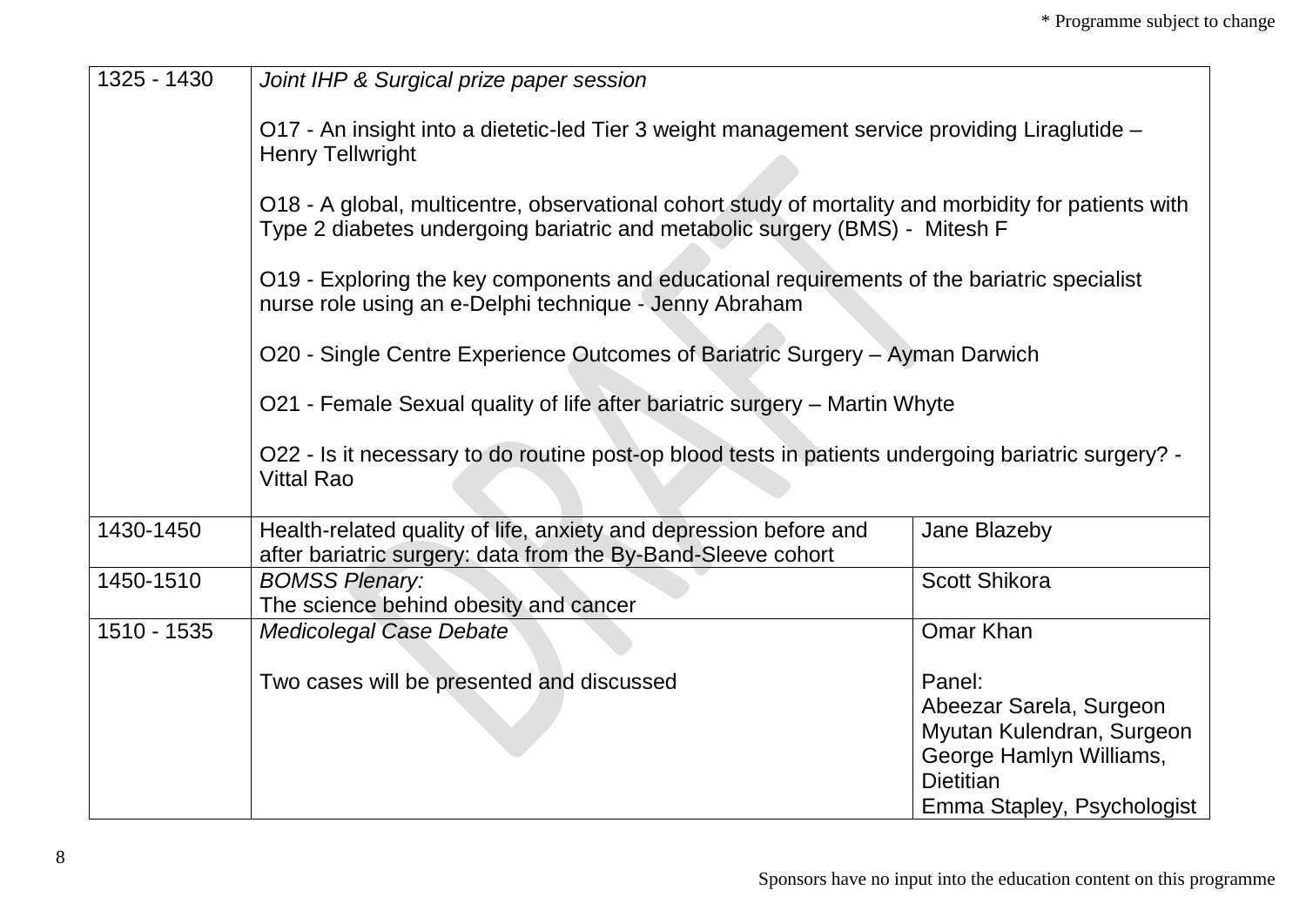| | | |
|---|---|---|
| 1325 - 1430 | *Joint IHP & Surgical prize paper session*<br><br>O17 - An insight into a dietetic-led Tier 3 weight management service providing Liraglutide – Henry Tellwright<br><br>O18 - A global, multicentre, observational cohort study of mortality and morbidity for patients with Type 2 diabetes undergoing bariatric and metabolic surgery (BMS) - Mitesh F<br><br>O19 - Exploring the key components and educational requirements of the bariatric specialist nurse role using an e-Delphi technique - Jenny Abraham<br><br>O20 - Single Centre Experience Outcomes of Bariatric Surgery – Ayman Darwich<br><br>O21 - Female Sexual quality of life after bariatric surgery – Martin Whyte<br><br>O22 - Is it necessary to do routine post-op blood tests in patients undergoing bariatric surgery? - Vittal Rao | |
| 1430-1450 | Health-related quality of life, anxiety and depression before and after bariatric surgery: data from the By-Band-Sleeve cohort | Jane Blazeby |
| 1450-1510 | *BOMSS Plenary:*<br>The science behind obesity and cancer | Scott Shikora |
| 1510 - 1535 | *Medicolegal Case Debate*<br><br>Two cases will be presented and discussed | Omar Khan<br><br>Panel:<br>Abeezar Sarela, Surgeon<br>Myutan Kulendran, Surgeon<br>George Hamlyn Williams, Dietitian<br>Emma Stapley, Psychologist |

Sponsors have no input into the education content on this programme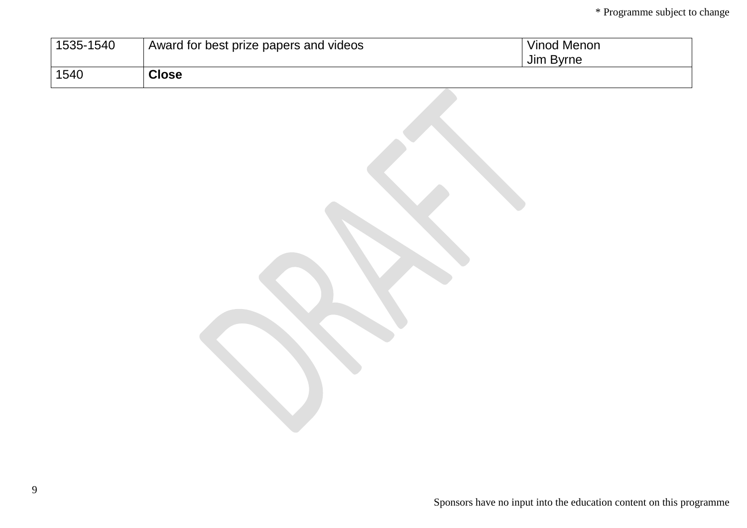| | | |
|---|---|---|
| 1535-1540 | Award for best prize papers and videos | Vinod Menon<br>Jim Byrne |
| 1540 | **Close** | |